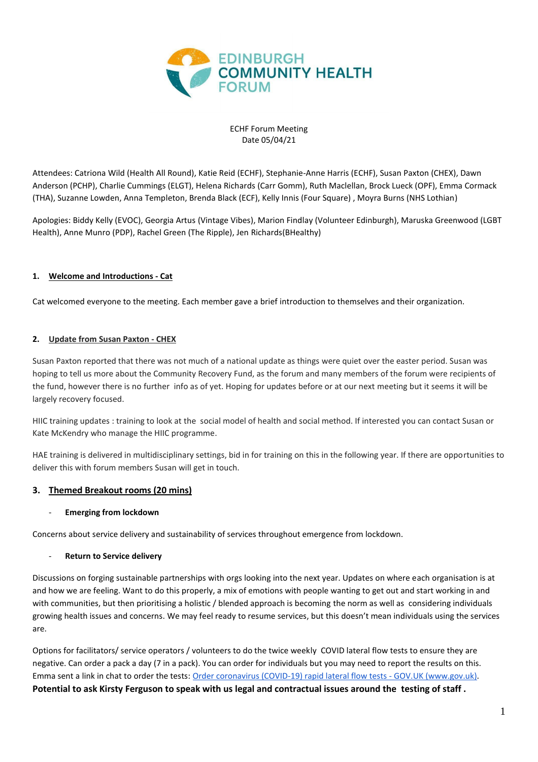EDINBURGH COMMUNITY HEALTH FORUM

ECHF Forum Meeting
Date 05/04/21

Attendees: Catriona Wild (Health All Round), Katie Reid (ECHF), Stephanie-Anne Harris (ECHF), Susan Paxton (CHEX), Dawn Anderson (PCHP), Charlie Cummings (ELGT), Helena Richards (Carr Gomm), Ruth Maclellan, Brock Lueck (OPF), Emma Cormack (THA), Suzanne Lowden, Anna Templeton, Brenda Black (ECF), Kelly Innis (Four Square) , Moyra Burns (NHS Lothian)

Apologies: Biddy Kelly (EVOC), Georgia Artus (Vintage Vibes), Marion Findlay (Volunteer Edinburgh), Maruska Greenwood (LGBT Health), Anne Munro (PDP), Rachel Green (The Ripple), Jen Richards(BHealthy)

### 1. Welcome and Introductions - Cat

Cat welcomed everyone to the meeting. Each member gave a brief introduction to themselves and their organization.

### 2. Update from Susan Paxton - CHEX

Susan Paxton reported that there was not much of a national update as things were quiet over the easter period. Susan was hoping to tell us more about the Community Recovery Fund, as the forum and many members of the forum were recipients of the fund, however there is no further info as of yet. Hoping for updates before or at our next meeting but it seems it will be largely recovery focused.

HIIC training updates : training to look at the social model of health and social method. If interested you can contact Susan or Kate McKendry who manage the HIIC programme.

HAE training is delivered in multidisciplinary settings, bid in for training on this in the following year. If there are opportunities to deliver this with forum members Susan will get in touch.

### 3. Themed Breakout rooms (20 mins)

- **Emerging from lockdown**

Concerns about service delivery and sustainability of services throughout emergence from lockdown.

- **Return to Service delivery**

Discussions on forging sustainable partnerships with orgs looking into the next year. Updates on where each organisation is at and how we are feeling. Want to do this properly, a mix of emotions with people wanting to get out and start working in and with communities, but then prioritising a holistic / blended approach is becoming the norm as well as considering individuals growing health issues and concerns. We may feel ready to resume services, but this doesn't mean individuals using the services are.

Options for facilitators/ service operators / volunteers to do the twice weekly COVID lateral flow tests to ensure they are negative. Can order a pack a day (7 in a pack). You can order for individuals but you may need to report the results on this. Emma sent a link in chat to order the tests: [Order coronavirus (COVID-19) rapid lateral flow tests - GOV.UK (www.gov.uk)](https://www.gov.uk).

**Potential to ask Kirsty Ferguson to speak with us legal and contractual issues around the testing of staff .**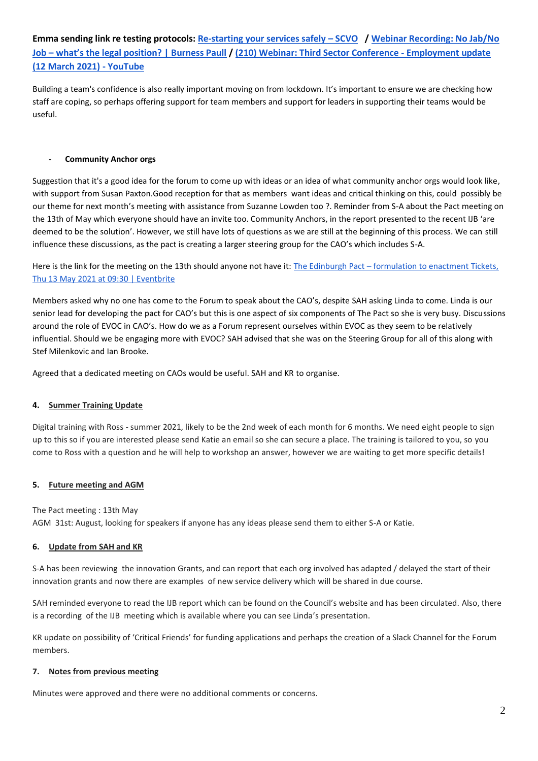**Emma sending link re testing protocols: Re-starting your services safely – SCVO / Webinar Recording: No Jab/No Job – what's the legal position? | Burness Paull / (210) Webinar: Third Sector Conference - Employment update (12 March 2021) - YouTube**

Building a team's confidence is also really important moving on from lockdown. It's important to ensure we are checking how staff are coping, so perhaps offering support for team members and support for leaders in supporting their teams would be useful.

- **Community Anchor orgs**

Suggestion that it's a good idea for the forum to come up with ideas or an idea of what community anchor orgs would look like, with support from Susan Paxton.Good reception for that as members want ideas and critical thinking on this, could possibly be our theme for next month's meeting with assistance from Suzanne Lowden too ?. Reminder from S-A about the Pact meeting on the 13th of May which everyone should have an invite too. Community Anchors, in the report presented to the recent IJB 'are deemed to be the solution'. However, we still have lots of questions as we are still at the beginning of this process. We can still influence these discussions, as the pact is creating a larger steering group for the CAO's which includes S-A.

Here is the link for the meeting on the 13th should anyone not have it: The Edinburgh Pact – formulation to enactment Tickets, Thu 13 May 2021 at 09:30 | Eventbrite

Members asked why no one has come to the Forum to speak about the CAO's, despite SAH asking Linda to come. Linda is our senior lead for developing the pact for CAO's but this is one aspect of six components of The Pact so she is very busy. Discussions around the role of EVOC in CAO's. How do we as a Forum represent ourselves within EVOC as they seem to be relatively influential. Should we be engaging more with EVOC? SAH advised that she was on the Steering Group for all of this along with Stef Milenkovic and Ian Brooke.

Agreed that a dedicated meeting on CAOs would be useful. SAH and KR to organise.

**4. Summer Training Update**

Digital training with Ross - summer 2021, likely to be the 2nd week of each month for 6 months. We need eight people to sign up to this so if you are interested please send Katie an email so she can secure a place. The training is tailored to you, so you come to Ross with a question and he will help to workshop an answer, however we are waiting to get more specific details!

**5. Future meeting and AGM**

The Pact meeting : 13th May
AGM 31st: August, looking for speakers if anyone has any ideas please send them to either S-A or Katie.

**6. Update from SAH and KR**

S-A has been reviewing the innovation Grants, and can report that each org involved has adapted / delayed the start of their innovation grants and now there are examples of new service delivery which will be shared in due course.

SAH reminded everyone to read the IJB report which can be found on the Council's website and has been circulated. Also, there is a recording of the IJB meeting which is available where you can see Linda's presentation.

KR update on possibility of 'Critical Friends' for funding applications and perhaps the creation of a Slack Channel for the Forum members.

**7. Notes from previous meeting**

Minutes were approved and there were no additional comments or concerns.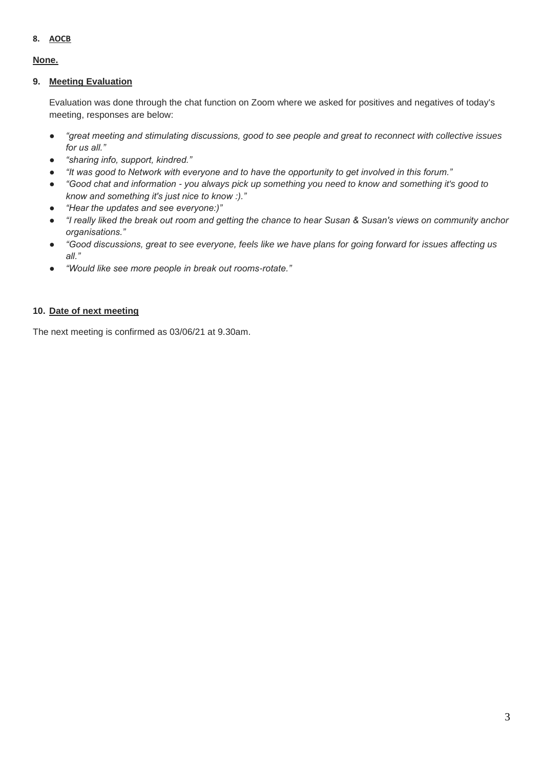**8. AOCB**

**None.**

**9. Meeting Evaluation**

Evaluation was done through the chat function on Zoom where we asked for positives and negatives of today's meeting, responses are below:

- *"great meeting and stimulating discussions, good to see people and great to reconnect with collective issues for us all."*
- *"sharing info, support, kindred."*
- *"It was good to Network with everyone and to have the opportunity to get involved in this forum."*
- *"Good chat and information - you always pick up something you need to know and something it's good to know and something it's just nice to know :)."*
- *"Hear the updates and see everyone:)"*
- *"I really liked the break out room and getting the chance to hear Susan & Susan's views on community anchor organisations."*
- *"Good discussions, great to see everyone, feels like we have plans for going forward for issues affecting us all."*
- *"Would like see more people in break out rooms-rotate."*

**10. Date of next meeting**

The next meeting is confirmed as 03/06/21 at 9.30am.